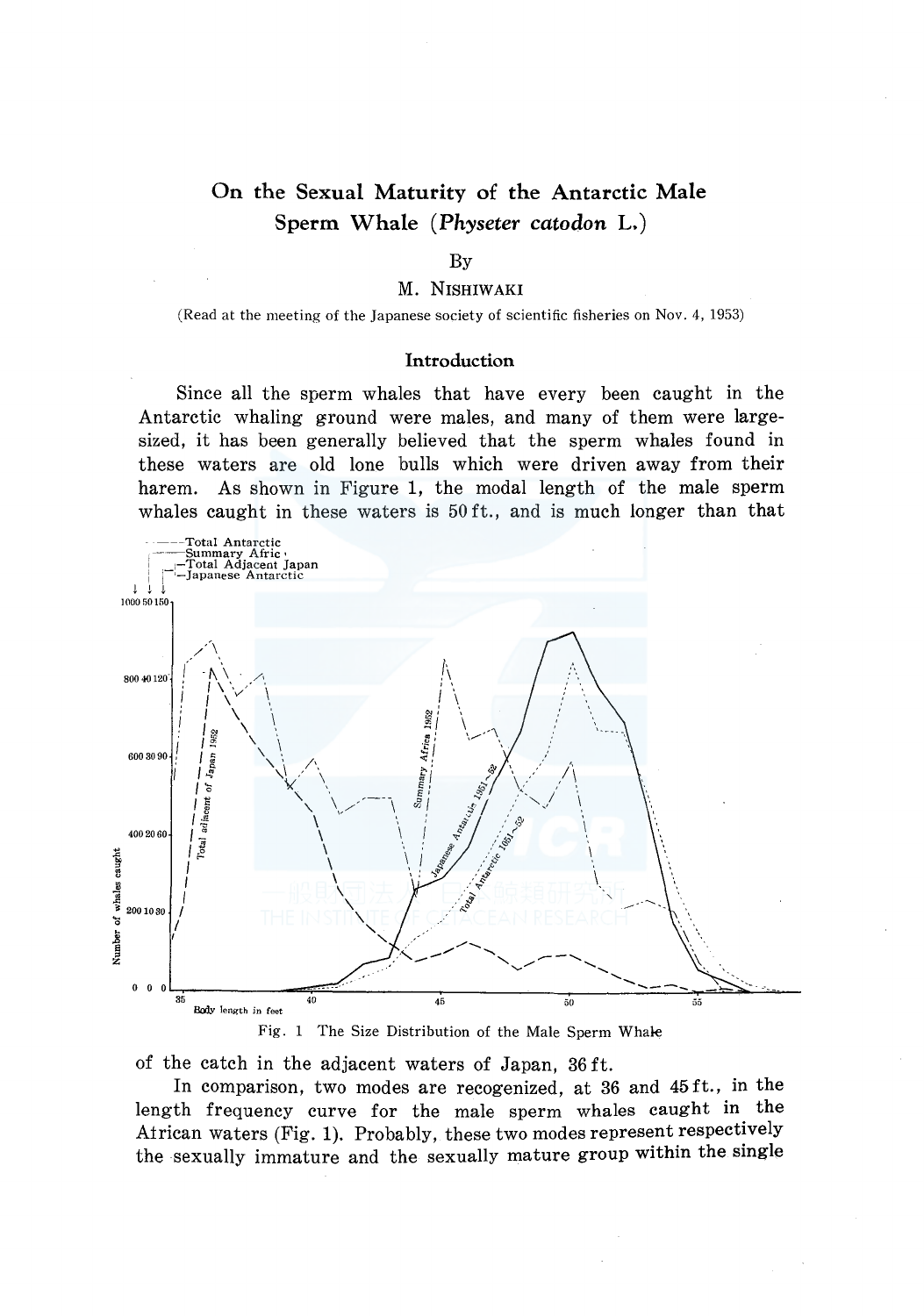# On the Sexual Maturity of the Antarctic Male Sperm Whale (*Physeter catodon* L.)

By

M. Nishiwaki

(Read at the meeting of the Japanese society of scientific fisheries on Nov. 4, 1953)

## Introduction

Since all the sperm whales that have every been caught in the Antarctic whaling ground were males, and many of them were large-sized, it has been generally believed that the sperm whales found in these waters are old lone bulls which were driven away from their harem. As shown in Figure 1, the modal length of the male sperm whales caught in these waters is 50 ft., and is much longer than that

Fig. 1 The Size Distribution of the Male Sperm Whale

of the catch in the adjacent waters of Japan, 36 ft.

In comparison, two modes are recogenized, at 36 and 45 ft., in the length frequency curve for the male sperm whales caught in the African waters (Fig. 1). Probably, these two modes represent respectively the sexually immature and the sexually mature group within the single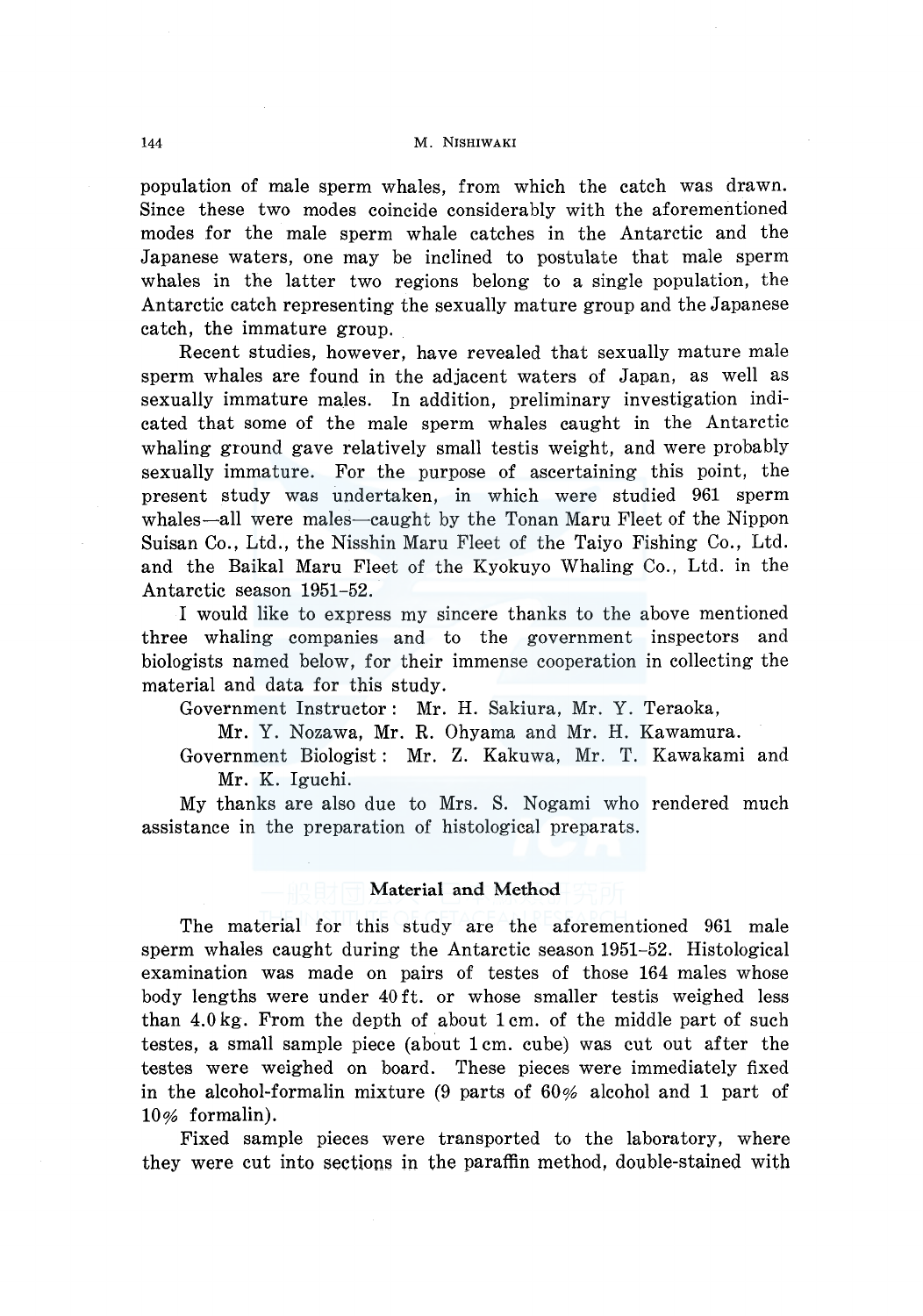population of male sperm whales, from which the catch was drawn. Since these two modes coincide considerably with the aforementioned modes for the male sperm whale catches in the Antarctic and the Japanese waters, one may be inclined to postulate that male sperm whales in the latter two regions belong to a single population, the Antarctic catch representing the sexually mature group and the Japanese catch, the immature group.

Recent studies, however, have revealed that sexually mature male sperm whales are found in the adjacent waters of Japan, as well as sexually immature males. In addition, preliminary investigation indicated that some of the male sperm whales caught in the Antarctic whaling ground gave relatively small testis weight, and were probably sexually immature. For the purpose of ascertaining this point, the present study was undertaken, in which were studied 961 sperm whales—all were males—caught by the Tonan Maru Fleet of the Nippon Suisan Co., Ltd., the Nisshin Maru Fleet of the Taiyo Fishing Co., Ltd. and the Baikal Maru Fleet of the Kyokuyo Whaling Co., Ltd. in the Antarctic season 1951–52.

I would like to express my sincere thanks to the above mentioned three whaling companies and to the government inspectors and biologists named below, for their immense cooperation in collecting the material and data for this study.

Government Instructor: Mr. H. Sakiura, Mr. Y. Teraoka, Mr. Y. Nozawa, Mr. R. Ohyama and Mr. H. Kawamura.

Government Biologist: Mr. Z. Kakuwa, Mr. T. Kawakami and Mr. K. Iguchi.

My thanks are also due to Mrs. S. Nogami who rendered much assistance in the preparation of histological preparats.

## Material and Method

The material for this study are the aforementioned 961 male sperm whales caught during the Antarctic season 1951–52. Histological examination was made on pairs of testes of those 164 males whose body lengths were under 40 ft. or whose smaller testis weighed less than 4.0 kg. From the depth of about 1 cm. of the middle part of such testes, a small sample piece (about 1 cm. cube) was cut out after the testes were weighed on board. These pieces were immediately fixed in the alcohol-formalin mixture (9 parts of 60% alcohol and 1 part of 10% formalin).

Fixed sample pieces were transported to the laboratory, where they were cut into sections in the paraffin method, double-stained with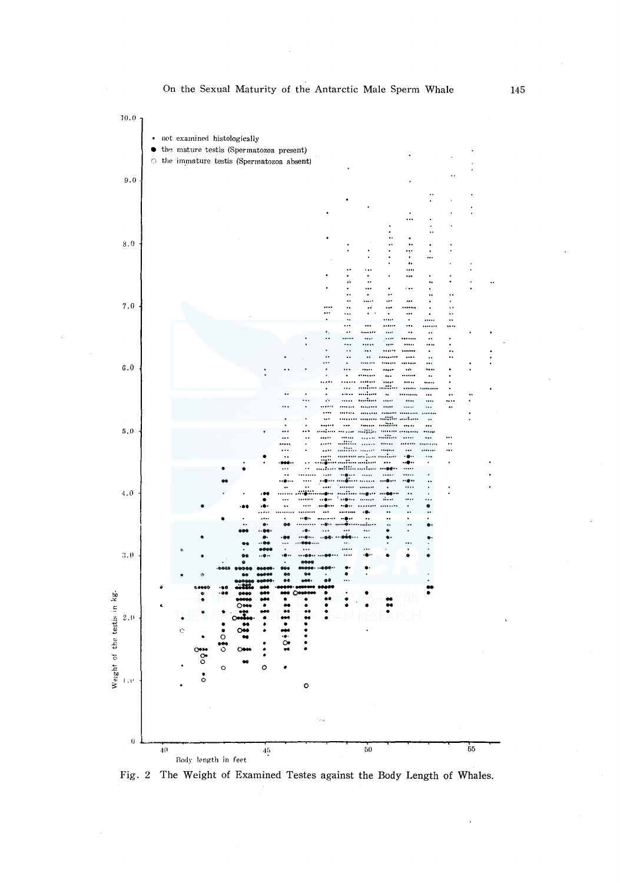• not examined histologically

● the mature testis (Spermatozoa present)

○ the immature testis (Spermatozoa absent)

Weight of the testis in kg.

Body length in feet

Fig. 2 The Weight of Examined Testes against the Body Length of Whales.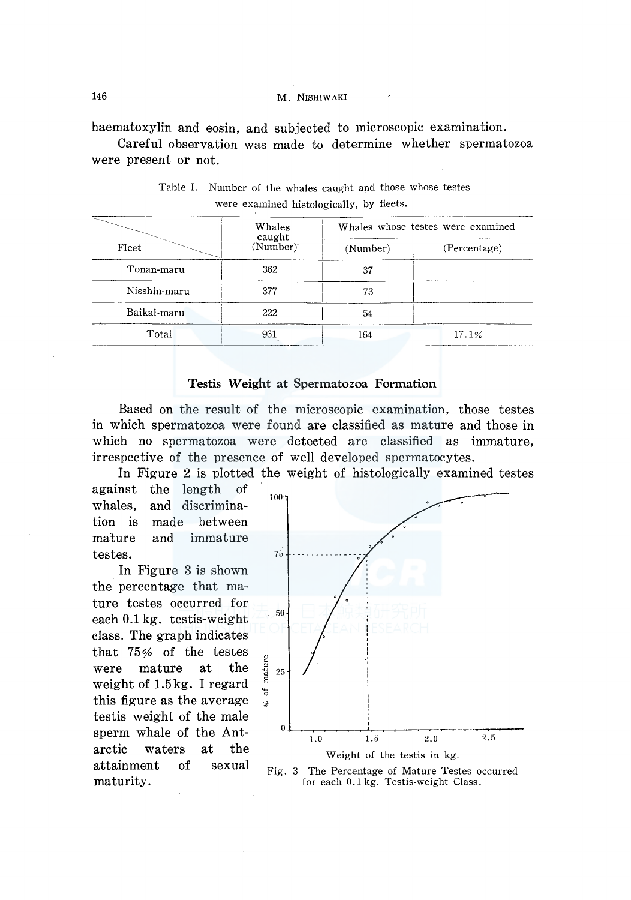haematoxylin and eosin, and subjected to microscopic examination.

Careful observation was made to determine whether spermatozoa were present or not.

Table I. Number of the whales caught and those whose testes were examined histologically, by fleets.

| Fleet | Whales caught (Number) | Whales whose testes were examined (Number) | (Percentage) |
|---|---|---|---|
| Tonan-maru | 362 | 37 | |
| Nisshin-maru | 377 | 73 | |
| Baikal-maru | 222 | 54 | |
| Total | 961 | 164 | 17.1% |

## Testis Weight at Spermatozoa Formation

Based on the result of the microscopic examination, those testes in which spermatozoa were found are classified as mature and those in which no spermatozoa were detected are classified as immature, irrespective of the presence of well developed spermatocytes.

In Figure 2 is plotted the weight of histologically examined testes against the length of whales, and discrimination is made between mature and immature testes.

In Figure 3 is shown the percentage that mature testes occurred for each 0.1 kg. testis-weight class. The graph indicates that 75% of the testes were mature at the weight of 1.5 kg. I regard this figure as the average testis weight of the male sperm whale of the Antarctic waters at the attainment of sexual maturity.

Fig. 3 The Percentage of Mature Testes occurred for each 0.1 kg. Testis-weight Class.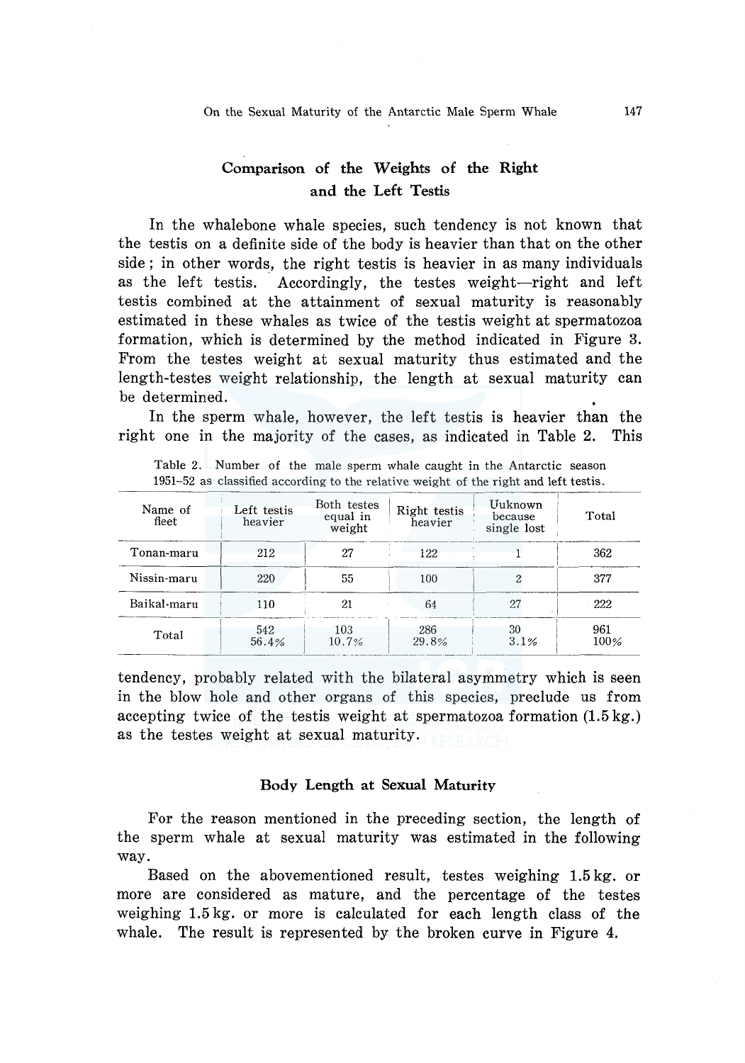## Comparison of the Weights of the Right and the Left Testis

In the whalebone whale species, such tendency is not known that the testis on a definite side of the body is heavier than that on the other side; in other words, the right testis is heavier in as many individuals as the left testis. Accordingly, the testes weight—right and left testis combined at the attainment of sexual maturity is reasonably estimated in these whales as twice of the testis weight at spermatozoa formation, which is determined by the method indicated in Figure 3. From the testes weight at sexual maturity thus estimated and the length-testes weight relationship, the length at sexual maturity can be determined.

In the sperm whale, however, the left testis is heavier than the right one in the majority of the cases, as indicated in Table 2. This

Table 2. Number of the male sperm whale caught in the Antarctic season 1951–52 as classified according to the relative weight of the right and left testis.

| Name of fleet | Left testis heavier | Both testes equal in weight | Right testis heavier | Uuknown because single lost | Total |
|---|---|---|---|---|---|
| Tonan-maru | 212 | 27 | 122 | 1 | 362 |
| Nissin-maru | 220 | 55 | 100 | 2 | 377 |
| Baikal-maru | 110 | 21 | 64 | 27 | 222 |
| Total | 542<br>56.4% | 103<br>10.7% | 286<br>29.8% | 30<br>3.1% | 961<br>100% |

tendency, probably related with the bilateral asymmetry which is seen in the blow hole and other organs of this species, preclude us from accepting twice of the testis weight at spermatozoa formation (1.5 kg.) as the testes weight at sexual maturity.

### Body Length at Sexual Maturity

For the reason mentioned in the preceding section, the length of the sperm whale at sexual maturity was estimated in the following way.

Based on the abovementioned result, testes weighing 1.5 kg. or more are considered as mature, and the percentage of the testes weighing 1.5 kg. or more is calculated for each length class of the whale. The result is represented by the broken curve in Figure 4.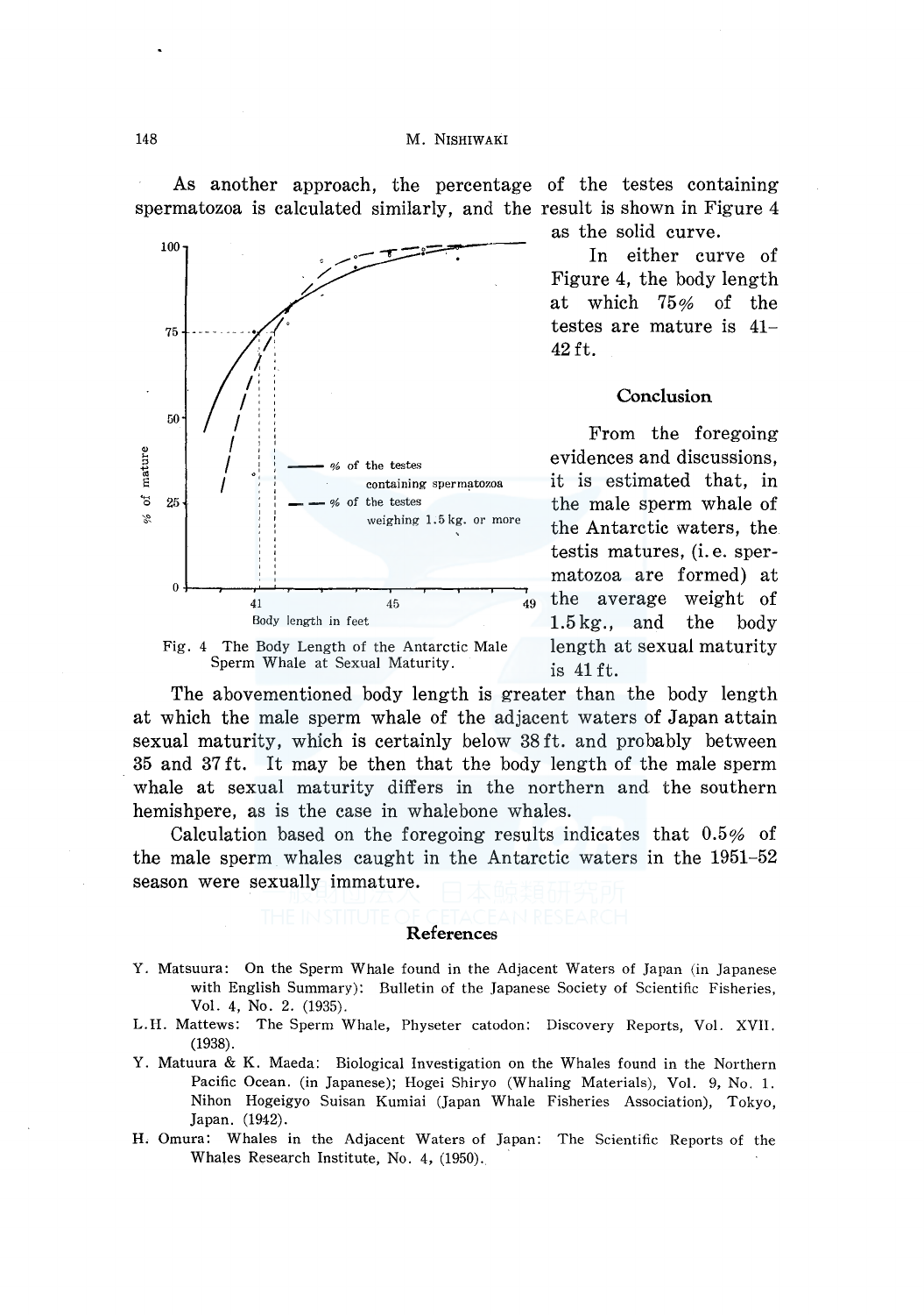As another approach, the percentage of the testes containing spermatozoa is calculated similarly, and the result is shown in Figure 4 as the solid curve.

In either curve of Figure 4, the body length at which 75% of the testes are mature is 41–42 ft.

Fig. 4 The Body Length of the Antarctic Male Sperm Whale at Sexual Maturity.

### Conclusion

From the foregoing evidences and discussions, it is estimated that, in the male sperm whale of the Antarctic waters, the testis matures, (i. e. spermatozoa are formed) at the average weight of 1.5 kg., and the body length at sexual maturity is 41 ft.

The abovementioned body length is greater than the body length at which the male sperm whale of the adjacent waters of Japan attain sexual maturity, which is certainly below 38 ft. and probably between 35 and 37 ft. It may be then that the body length of the male sperm whale at sexual maturity differs in the northern and the southern hemishpere, as is the case in whalebone whales.

Calculation based on the foregoing results indicates that 0.5% of the male sperm whales caught in the Antarctic waters in the 1951–52 season were sexually immature.

### References

Y. Matsuura: On the Sperm Whale found in the Adjacent Waters of Japan (in Japanese with English Summary): Bulletin of the Japanese Society of Scientific Fisheries, Vol. 4, No. 2. (1935).

L.H. Mattews: The Sperm Whale, Physeter catodon: Discovery Reports, Vol. XVII. (1938).

Y. Matuura & K. Maeda: Biological Investigation on the Whales found in the Northern Pacific Ocean. (in Japanese); Hogei Shiryo (Whaling Materials), Vol. 9, No. 1. Nihon Hogeigyo Suisan Kumiai (Japan Whale Fisheries Association), Tokyo, Japan. (1942).

H. Omura: Whales in the Adjacent Waters of Japan: The Scientific Reports of the Whales Research Institute, No. 4, (1950).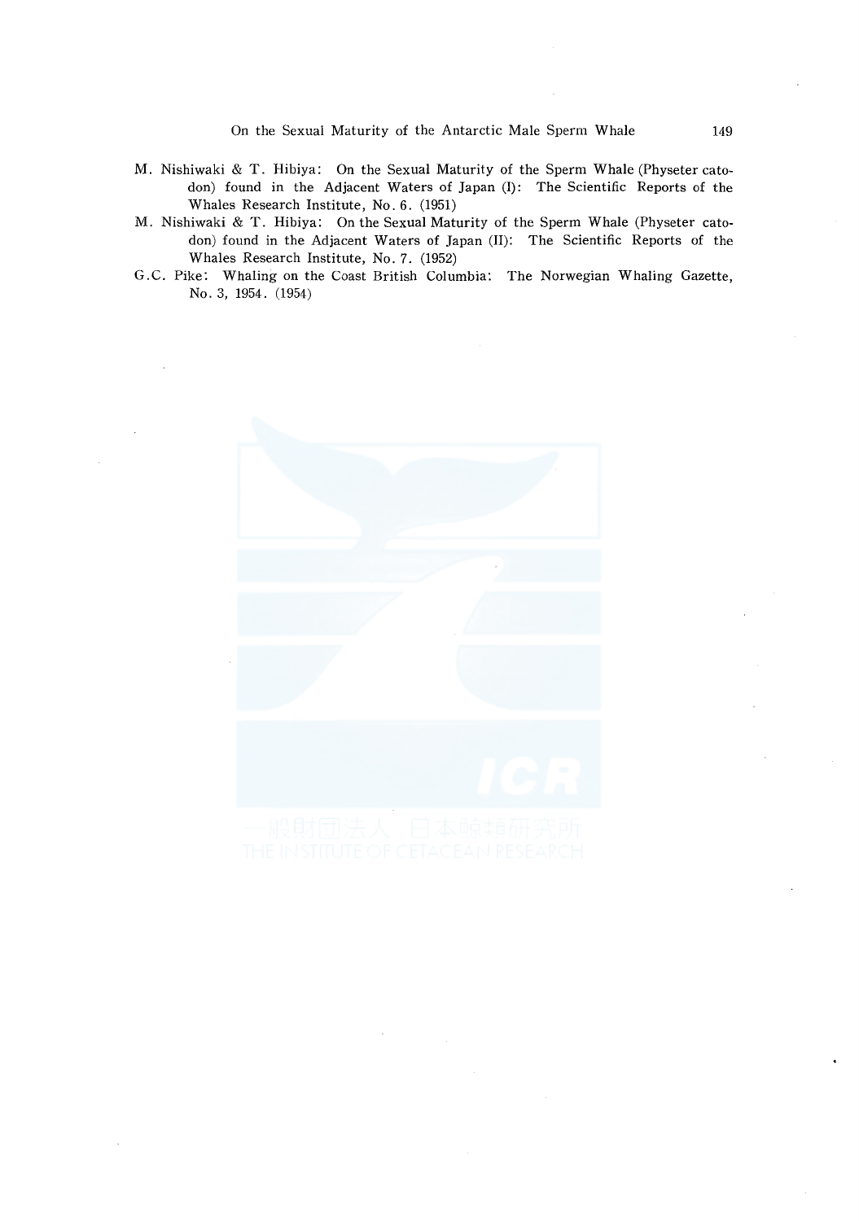M. Nishiwaki & T. Hibiya: On the Sexual Maturity of the Sperm Whale (Physeter catodon) found in the Adjacent Waters of Japan (I): The Scientific Reports of the Whales Research Institute, No. 6. (1951)

M. Nishiwaki & T. Hibiya: On the Sexual Maturity of the Sperm Whale (Physeter catodon) found in the Adjacent Waters of Japan (II): The Scientific Reports of the Whales Research Institute, No. 7. (1952)

G.C. Pike: Whaling on the Coast British Columbia: The Norwegian Whaling Gazette, No. 3, 1954. (1954)